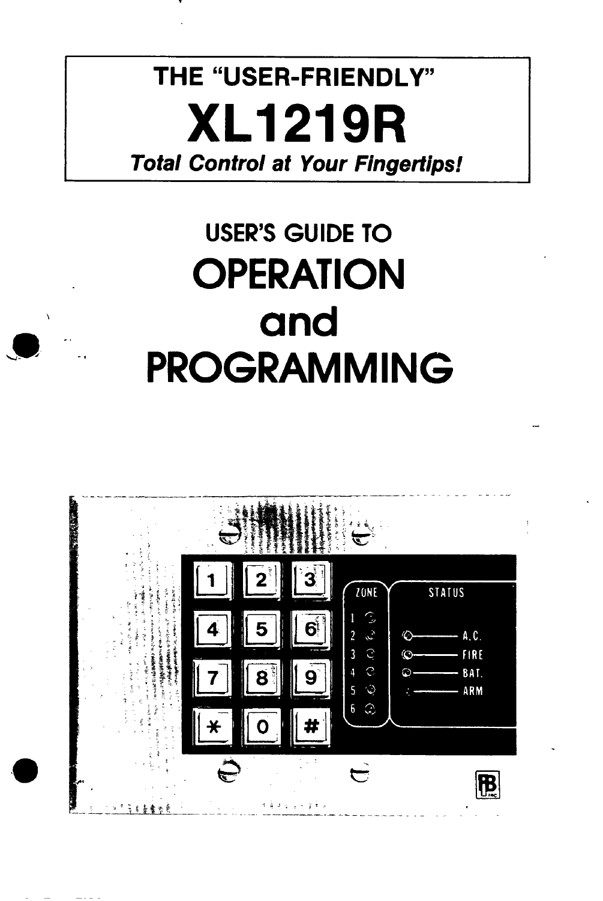THE "USER-FRIENDLY"

# XL1219R

***Total Control at Your Fingertips!***

## USER'S GUIDE TO

# OPERATION and PROGRAMMING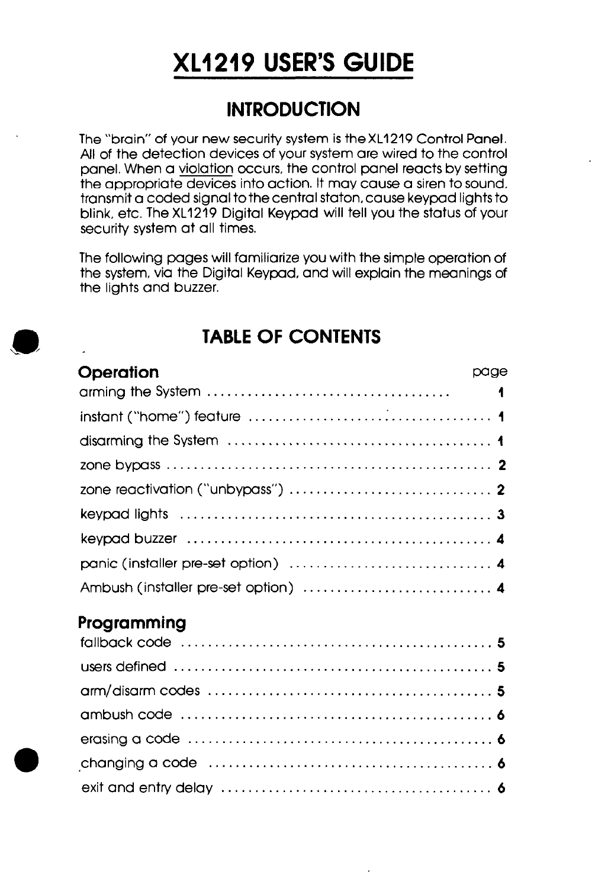# XL1219 USER'S GUIDE

## INTRODUCTION

The "brain" of your new security system is the XL1219 Control Panel. All of the detection devices of your system are wired to the control panel. When a violation occurs, the control panel reacts by setting the appropriate devices into action. It may cause a siren to sound, transmit a coded signal to the central staton, cause keypad lights to blink, etc. The XL1219 Digital Keypad will tell you the status of your security system at all times.

The following pages will familiarize you with the simple operation of the system, via the Digital Keypad, and will explain the meanings of the lights and buzzer.

## TABLE OF CONTENTS

| **Operation** | page |
|---|---|
| arming the System | 1 |
| instant ("home") feature | 1 |
| disarming the System | 1 |
| zone bypass | 2 |
| zone reactivation ("unbypass") | 2 |
| keypad lights | 3 |
| keypad buzzer | 4 |
| panic (installer pre-set option) | 4 |
| Ambush (installer pre-set option) | 4 |
| **Programming** | |
| fallback code | 5 |
| users defined | 5 |
| arm/disarm codes | 5 |
| ambush code | 6 |
| erasing a code | 6 |
| changing a code | 6 |
| exit and entry delay | 6 |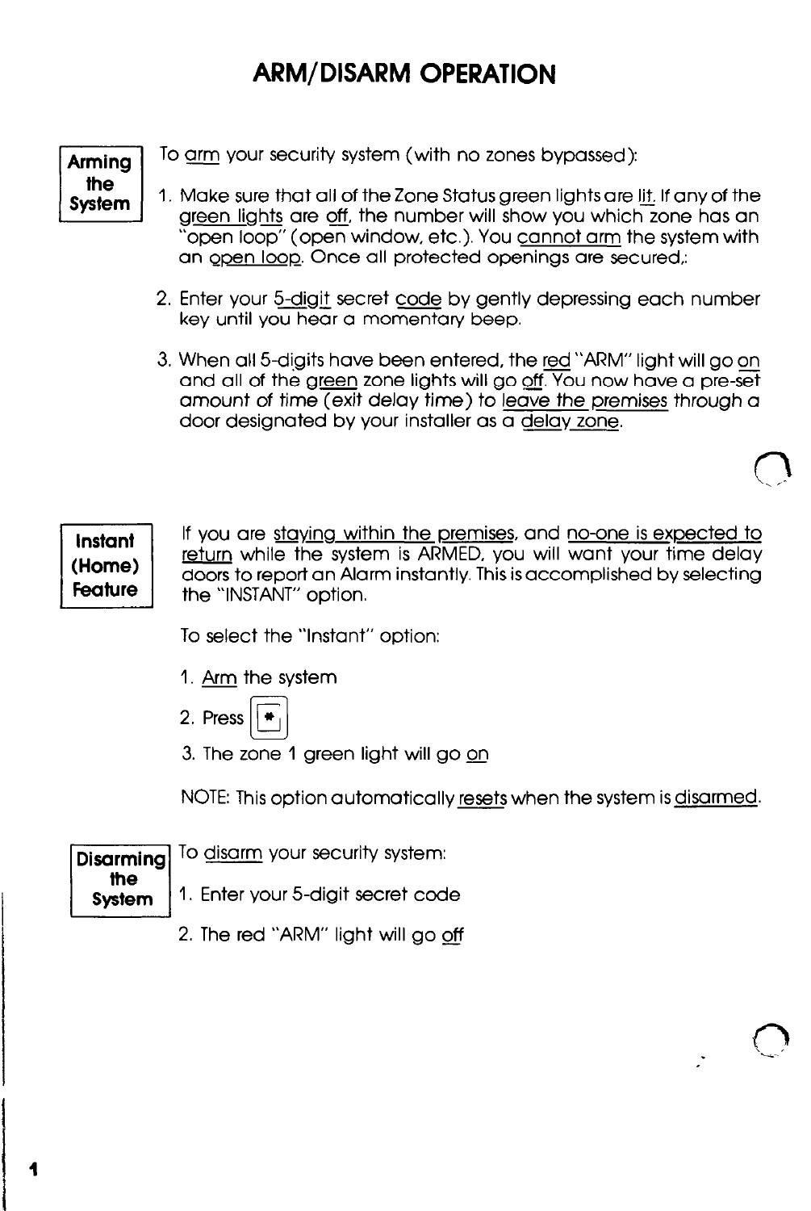# ARM/DISARM OPERATION

**Arming the System**

To arm your security system (with no zones bypassed):

1. Make sure that all of the Zone Status green lights are lit. If any of the green lights are off, the number will show you which zone has an "open loop" (open window, etc.). You cannot arm the system with an open loop. Once all protected openings are secured,:
2. Enter your 5-digit secret code by gently depressing each number key until you hear a momentary beep.
3. When all 5-digits have been entered, the red "ARM" light will go on and all of the green zone lights will go off. You now have a pre-set amount of time (exit delay time) to leave the premises through a door designated by your installer as a delay zone.

**Instant (Home) Feature**

If you are staying within the premises, and no-one is expected to return while the system is ARMED, you will want your time delay doors to report an Alarm instantly. This is accomplished by selecting the "INSTANT" option.

To select the "Instant" option:

1. Arm the system
2. Press [*]
3. The zone 1 green light will go on

NOTE: This option automatically resets when the system is disarmed.

**Disarming the System**

To disarm your security system:

1. Enter your 5-digit secret code
2. The red "ARM" light will go off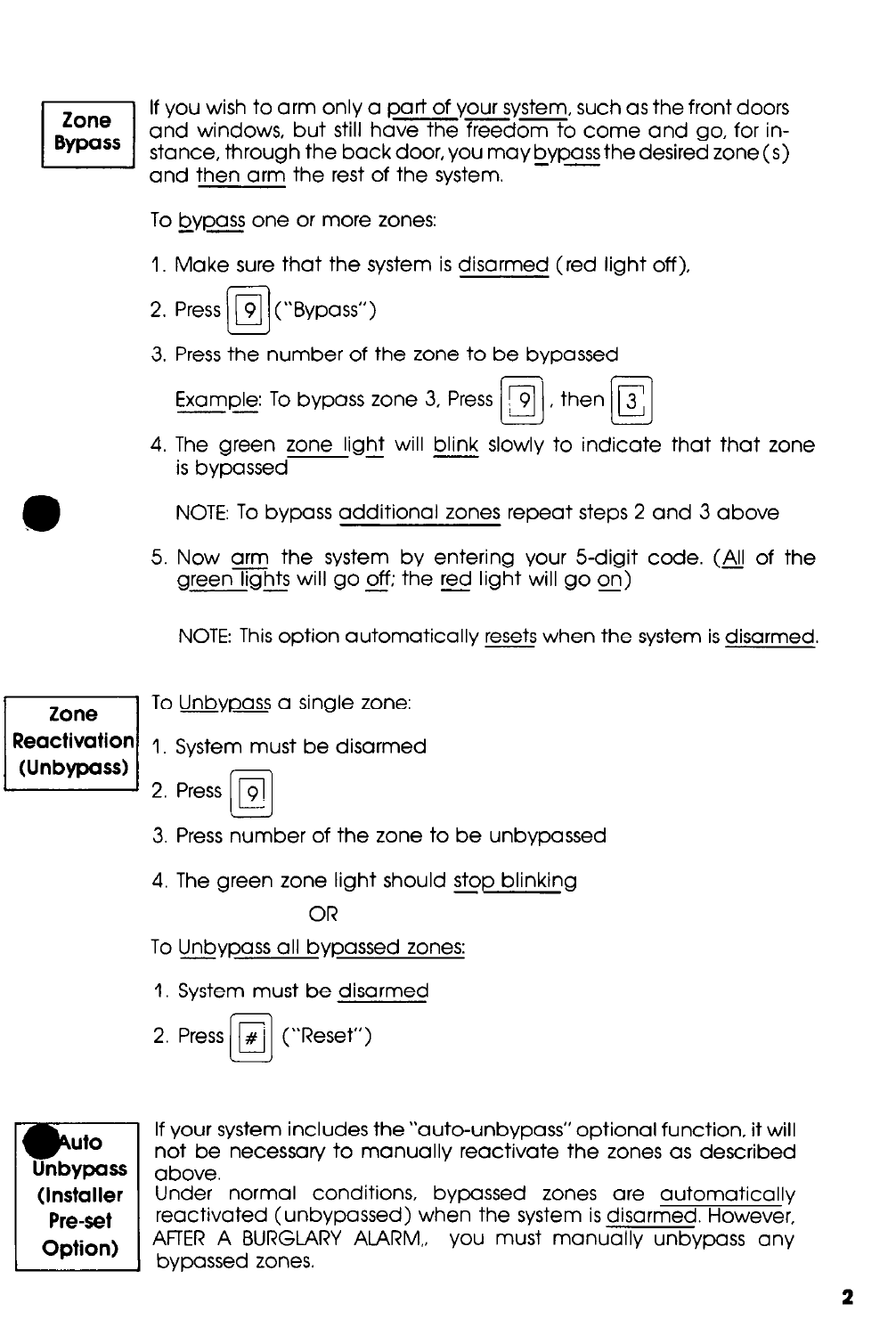## Zone Bypass

If you wish to arm only a part of your system, such as the front doors and windows, but still have the freedom to come and go, for instance, through the back door, you may bypass the desired zone(s) and then arm the rest of the system.

To bypass one or more zones:

1. Make sure that the system is disarmed (red light off),
2. Press [9] ("Bypass")
3. Press the number of the zone to be bypassed

   Example: To bypass zone 3, Press [9], then [3]

4. The green zone light will blink slowly to indicate that that zone is bypassed

   NOTE: To bypass additional zones repeat steps 2 and 3 above

5. Now arm the system by entering your 5-digit code. (All of the green lights will go off; the red light will go on)

   NOTE: This option automatically resets when the system is disarmed.

## Zone Reactivation (Unbypass)

To Unbypass a single zone:

1. System must be disarmed
2. Press [9]
3. Press number of the zone to be unbypassed
4. The green zone light should stop blinking

OR

To Unbypass all bypassed zones:

1. System must be disarmed
2. Press [#] ("Reset")

## Auto Unbypass (Installer Pre-set Option)

If your system includes the "auto-unbypass" optional function, it will not be necessary to manually reactivate the zones as described above.

Under normal conditions, bypassed zones are automatically reactivated (unbypassed) when the system is disarmed. However, AFTER A BURGLARY ALARM,, you must manually unbypass any bypassed zones.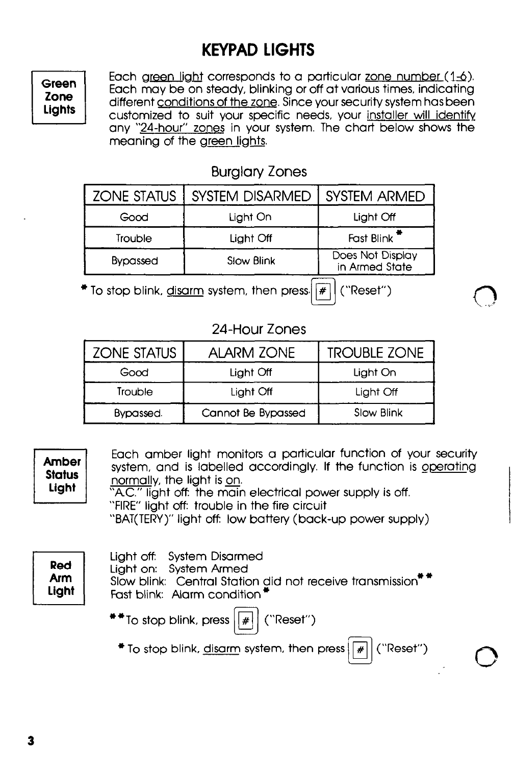# KEYPAD LIGHTS

**Green Zone Lights**

Each green light corresponds to a particular zone number (1-6). Each may be on steady, blinking or off at various times, indicating different conditions of the zone. Since your security system has been customized to suit your specific needs, your installer will identify any "24-hour" zones in your system. The chart below shows the meaning of the green lights.

### Burglary Zones

| ZONE STATUS | SYSTEM DISARMED | SYSTEM ARMED |
| --- | --- | --- |
| Good | Light On | Light Off |
| Trouble | Light Off | Fast Blink * |
| Bypassed | Slow Blink | Does Not Display in Armed State |

* To stop blink, disarm system, then press [#] ("Reset")

### 24-Hour Zones

| ZONE STATUS | ALARM ZONE | TROUBLE ZONE |
| --- | --- | --- |
| Good | Light Off | Light On |
| Trouble | Light Off | Light Off |
| Bypassed. | Cannot Be Bypassed | Slow Blink |

**Amber Status Light**

Each amber light monitors a particular function of your security system, and is labelled accordingly. If the function is operating normally, the light is on.
"A.C." light off: the main electrical power supply is off.
"FIRE" light off: trouble in the fire circuit
"BAT(TERY)" light off: low battery (back-up power supply)

**Red Arm Light**

Light off: System Disarmed
Light on: System Armed
Slow blink: Central Station did not receive transmission**
Fast blink: Alarm condition *

** To stop blink, press [#] ("Reset")

* To stop blink, disarm system, then press [#] ("Reset")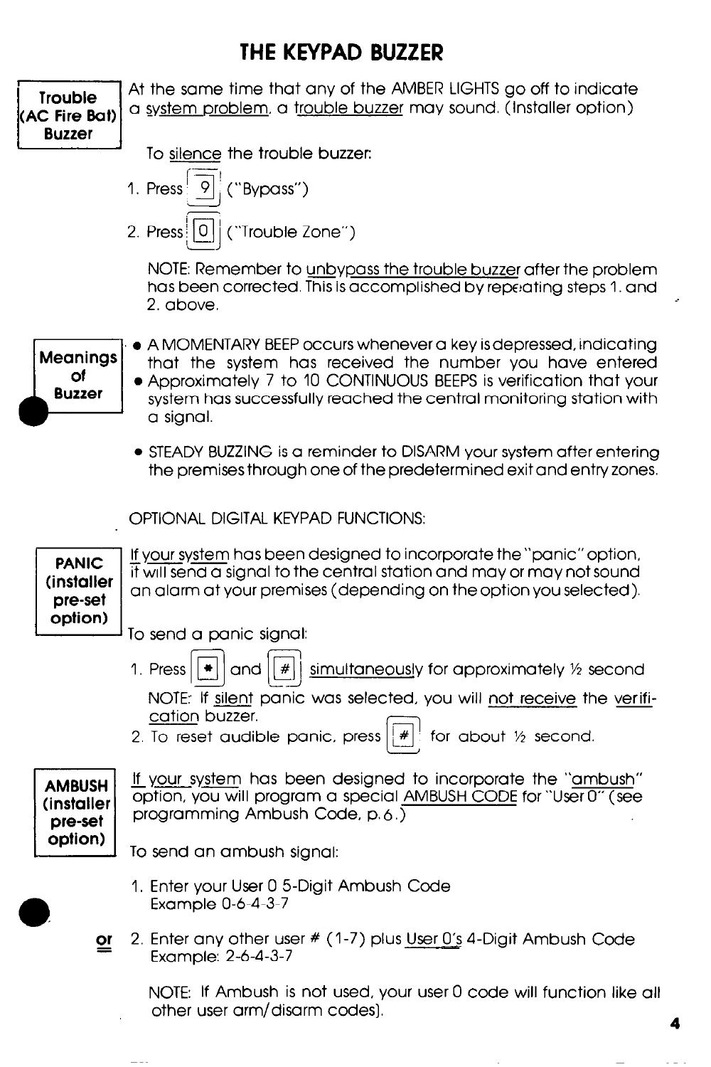# THE KEYPAD BUZZER

**Trouble (AC Fire Bat) Buzzer**

At the same time that any of the AMBER LIGHTS go off to indicate a system problem, a trouble buzzer may sound. (Installer option)

To silence the trouble buzzer:

1. Press [9] ("Bypass")
2. Press [0] ("Trouble Zone")

NOTE: Remember to unbypass the trouble buzzer after the problem has been corrected. This is accomplished by repeating steps 1. and 2. above.

**Meanings of Buzzer**

- A MOMENTARY BEEP occurs whenever a key is depressed, indicating that the system has received the number you have entered
- Approximately 7 to 10 CONTINUOUS BEEPS is verification that your system has successfully reached the central monitoring station with a signal.
- STEADY BUZZING is a reminder to DISARM your system after entering the premises through one of the predetermined exit and entry zones.

OPTIONAL DIGITAL KEYPAD FUNCTIONS:

**PANIC (installer pre-set option)**

If your system has been designed to incorporate the "panic" option, it will send a signal to the central station and may or may not sound an alarm at your premises (depending on the option you selected).

To send a panic signal:

1. Press [*] and [#] simultaneously for approximately ½ second

   NOTE: If silent panic was selected, you will not receive the verification buzzer.

2. To reset audible panic, press [#] for about ½ second.

**AMBUSH (installer pre-set option)**

If your system has been designed to incorporate the "ambush" option, you will program a special AMBUSH CODE for "User 0" (see programming Ambush Code, p. 6.)

To send an ambush signal:

1. Enter your User 0 5-Digit Ambush Code
   Example 0-6-4-3-7

**or**

2. Enter any other user # (1-7) plus User 0's 4-Digit Ambush Code
   Example: 2-6-4-3-7

   NOTE: If Ambush is not used, your user 0 code will function like all other user arm/disarm codes).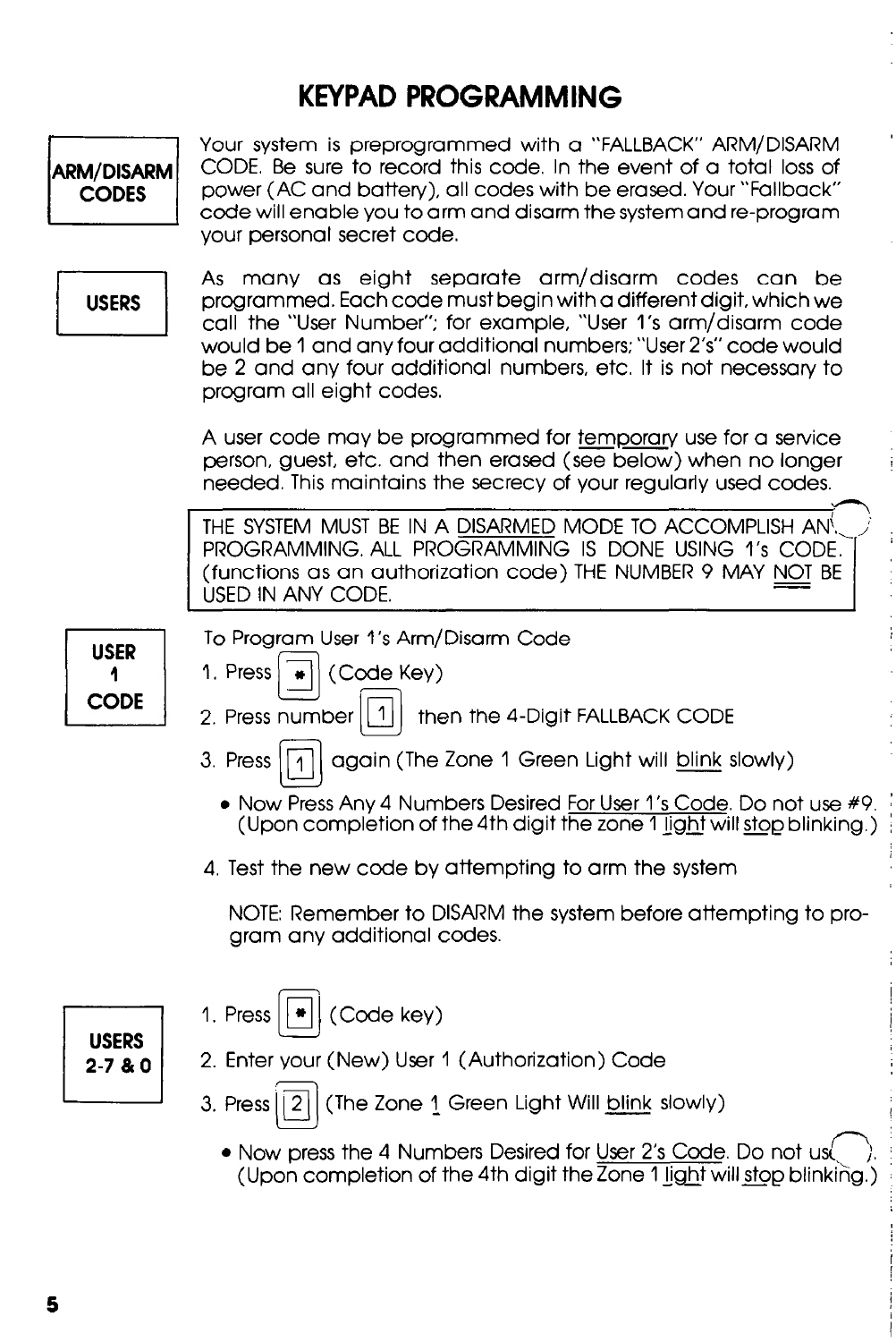# KEYPAD PROGRAMMING

**ARM/DISARM CODES**

Your system is preprogrammed with a "FALLBACK" ARM/DISARM CODE. Be sure to record this code. In the event of a total loss of power (AC and battery), all codes with be erased. Your "Fallback" code will enable you to arm and disarm the system and re-program your personal secret code.

**USERS**

As many as eight separate arm/disarm codes can be programmed. Each code must begin with a different digit, which we call the "User Number"; for example, "User 1's arm/disarm code would be 1 and any four additional numbers; "User 2's" code would be 2 and any four additional numbers, etc. It is not necessary to program all eight codes.

A user code may be programmed for temporary use for a service person, guest, etc. and then erased (see below) when no longer needed. This maintains the secrecy of your regularly used codes.

> THE SYSTEM MUST BE IN A DISARMED MODE TO ACCOMPLISH ANY PROGRAMMING. ALL PROGRAMMING IS DONE USING 1's CODE. (functions as an authorization code) THE NUMBER 9 MAY NOT BE USED IN ANY CODE.

**USER 1 CODE**

To Program User 1's Arm/Disarm Code

1. Press [*] (Code Key)
2. Press number [1] then the 4-Digit FALLBACK CODE
3. Press [1] again (The Zone 1 Green Light will blink slowly)
   - Now Press Any 4 Numbers Desired For User 1's Code. Do not use #9. (Upon completion of the 4th digit the zone 1 light will stop blinking.)
4. Test the new code by attempting to arm the system

   NOTE: Remember to DISARM the system before attempting to program any additional codes.

**USERS 2-7 & 0**

1. Press [*] (Code key)
2. Enter your (New) User 1 (Authorization) Code
3. Press [2] (The Zone 1 Green Light Will blink slowly)
   - Now press the 4 Numbers Desired for User 2's Code. Do not use #9. (Upon completion of the 4th digit the Zone 1 light will stop blinking.)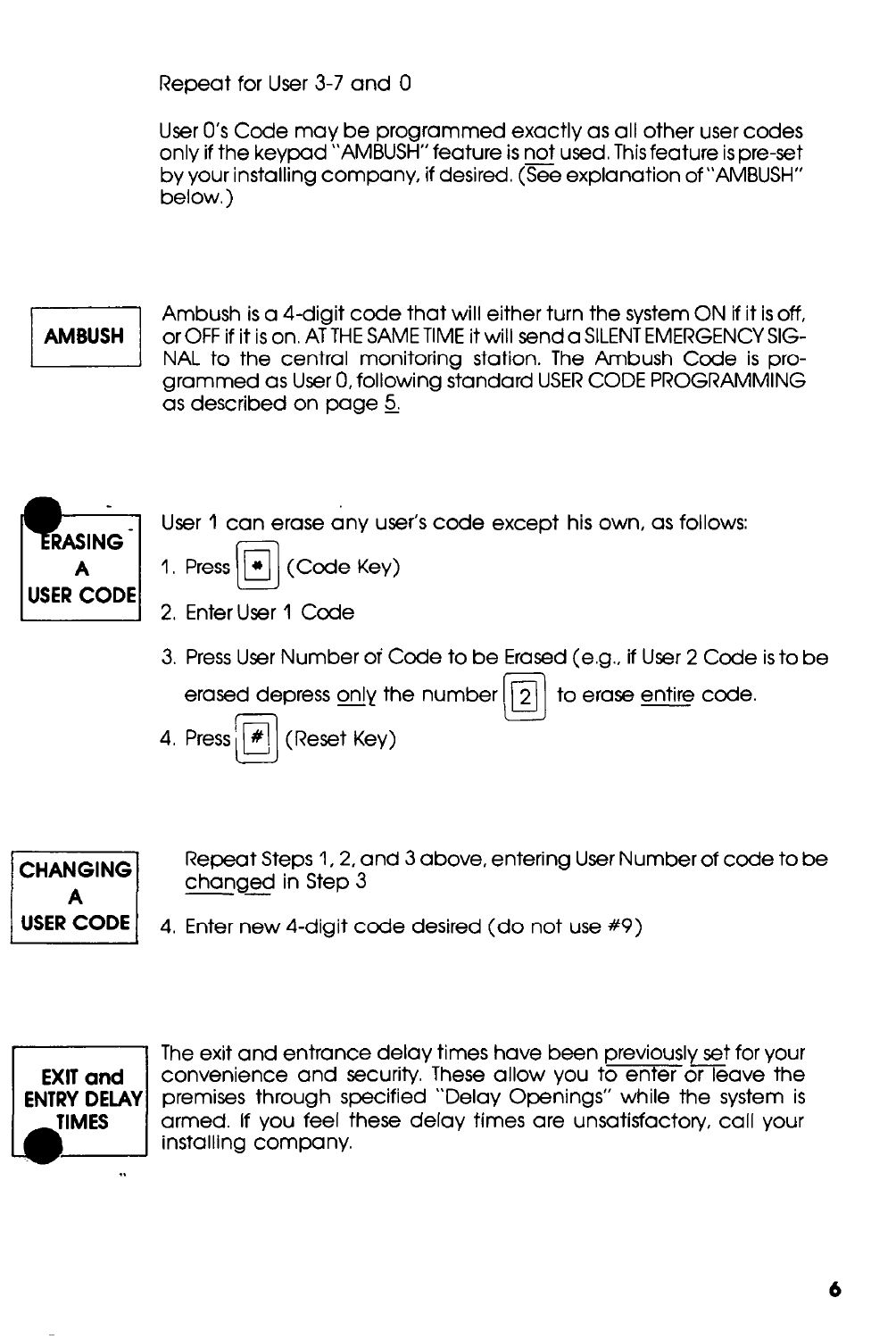Repeat for User 3-7 and 0

User 0's Code may be programmed exactly as all other user codes only if the keypad "AMBUSH" feature is not used. This feature is pre-set by your installing company, if desired. (See explanation of "AMBUSH" below.)

## AMBUSH

Ambush is a 4-digit code that will either turn the system ON if it is off, or OFF if it is on. AT THE SAME TIME it will send a SILENT EMERGENCY SIGNAL to the central monitoring station. The Ambush Code is programmed as User 0, following standard USER CODE PROGRAMMING as described on page 5.

## ERASING A USER CODE

User 1 can erase any user's code except his own, as follows:

1. Press [*] (Code Key)
2. Enter User 1 Code
3. Press User Number of Code to be Erased (e.g., if User 2 Code is to be erased depress only the number [2] to erase entire code.
4. Press [#] (Reset Key)

## CHANGING A USER CODE

Repeat Steps 1, 2, and 3 above, entering User Number of code to be changed in Step 3

4. Enter new 4-digit code desired (do not use #9)

## EXIT and ENTRY DELAY TIMES

The exit and entrance delay times have been previously set for your convenience and security. These allow you to enter or leave the premises through specified "Delay Openings" while the system is armed. If you feel these delay times are unsatisfactory, call your installing company.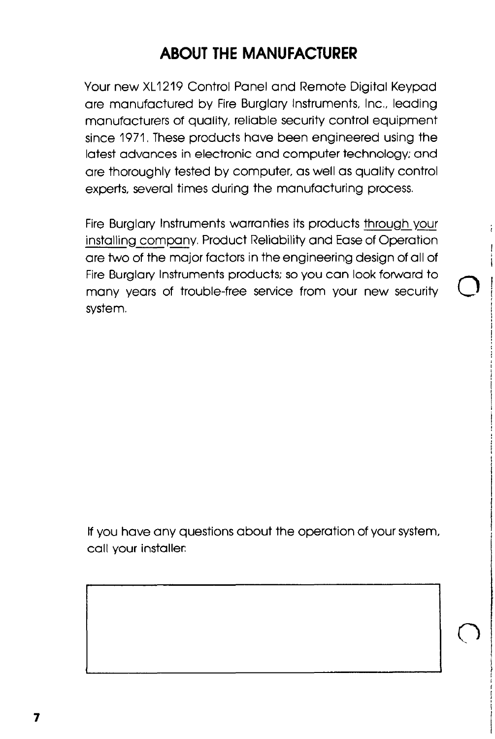# ABOUT THE MANUFACTURER

Your new XL1219 Control Panel and Remote Digital Keypad are manufactured by Fire Burglary Instruments, Inc., leading manufacturers of quality, reliable security control equipment since 1971. These products have been engineered using the latest advances in electronic and computer technology; and are thoroughly tested by computer, as well as quality control experts, several times during the manufacturing process.

Fire Burglary Instruments warranties its products through your installing company. Product Reliability and Ease of Operation are two of the major factors in the engineering design of all of Fire Burglary Instruments products; so you can look forward to many years of trouble-free service from your new security system.

If you have any questions about the operation of your system, call your installer: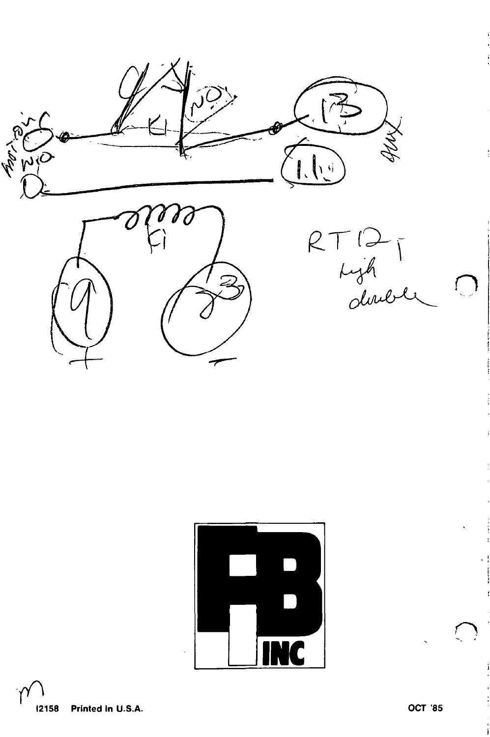RT 12
high
double

INC

12158 Printed In U.S.A.

OCT '85